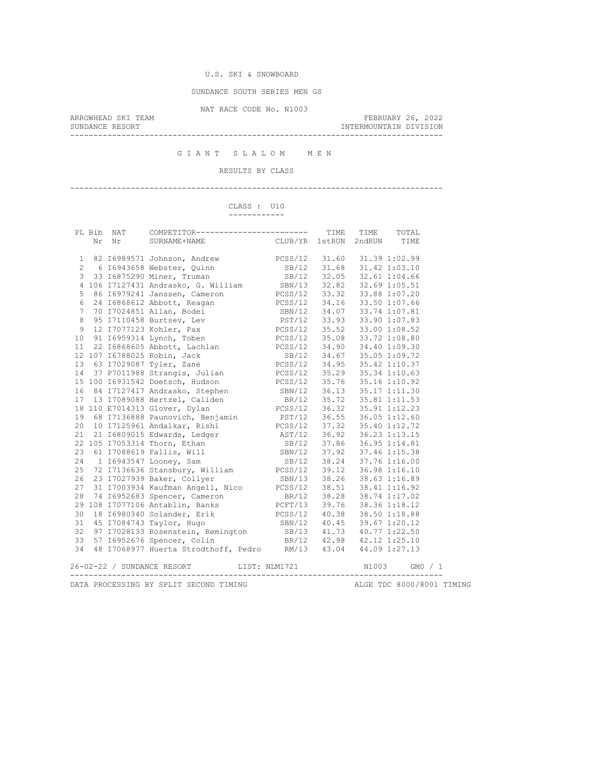U.S. SKI & SNOWBOARD

SUNDANCE SOUTH SERIES MEN GS

NAT RACE CODE No. N1003

ARROWHEAD SKI TEAM — FEBRUARY 26, 2022

SUNDANCE RESORT — INTERMOUNTAIN DIVISION

# G I A N T   S L A L O M   M E N

RESULTS BY CLASS

## CLASS : U10

| PL | Bib Nr | NAT Nr | COMPETITOR SURNAME+NAME | CLUB/YR | TIME 1stRUN | TIME 2ndRUN | TOTAL TIME |
|---|---|---|---|---|---|---|---|
| 1 | 82 | I6989571 | Johnson, Andrew | PCSS/12 | 31.60 | 31.39 | 1:02.99 |
| 2 | 6 | I6943658 | Webster, Quinn | SB/12 | 31.68 | 31.42 | 1:03.10 |
| 3 | 33 | I6875290 | Miner, Truman | SB/12 | 32.05 | 32.61 | 1:04.66 |
| 4 | 106 | I7127431 | Andrasko, G. William | SBN/13 | 32.82 | 32.69 | 1:05.51 |
| 5 | 86 | I6979241 | Janssen, Cameron | PCSS/12 | 33.32 | 33.88 | 1:07.20 |
| 6 | 24 | I6868612 | Abbott, Reagan | PCSS/12 | 34.16 | 33.50 | 1:07.66 |
| 7 | 70 | I7024851 | Allan, Bodei | SBN/12 | 34.07 | 33.74 | 1:07.81 |
| 8 | 95 | I7110458 | Burtsev, Lev | PST/12 | 33.93 | 33.90 | 1:07.83 |
| 9 | 12 | I7077123 | Kohler, Pax | PCSS/12 | 35.52 | 33.00 | 1:08.52 |
| 10 | 91 | I6959314 | Lynch, Toben | PCSS/12 | 35.08 | 33.72 | 1:08.80 |
| 11 | 22 | I6868605 | Abbott, Lachlan | PCSS/12 | 34.90 | 34.40 | 1:09.30 |
| 12 | 107 | I6788025 | Robin, Jack | SB/12 | 34.67 | 35.05 | 1:09.72 |
| 13 | 63 | I7029087 | Tyler, Zane | PCSS/12 | 34.95 | 35.42 | 1:10.37 |
| 14 | 37 | P7011988 | Strangis, Julian | PCSS/12 | 35.29 | 35.34 | 1:10.63 |
| 15 | 100 | I6931542 | Doetsch, Hudson | PCSS/12 | 35.76 | 35.16 | 1:10.92 |
| 16 | 84 | I7127417 | Andrasko, Stephen | SBN/12 | 36.13 | 35.17 | 1:11.30 |
| 17 | 13 | I7089088 | Hertzel, Caliden | BR/12 | 35.72 | 35.81 | 1:11.53 |
| 18 | 110 | E7014313 | Glover, Dylan | PCSS/12 | 36.32 | 35.91 | 1:12.23 |
| 19 | 68 | I7136888 | Paunovich, Benjamin | PST/12 | 36.55 | 36.05 | 1:12.60 |
| 20 | 10 | I7125961 | Andalkar, Rishi | PCSS/12 | 37.32 | 35.40 | 1:12.72 |
| 21 | 21 | I6809015 | Edwards, Ledger | AST/12 | 36.92 | 36.23 | 1:13.15 |
| 22 | 105 | I7053314 | Thorn, Ethan | SB/12 | 37.86 | 36.95 | 1:14.81 |
| 23 | 61 | I7088619 | Fallis, Will | SBN/12 | 37.92 | 37.46 | 1:15.38 |
| 24 | 1 | I6943547 | Looney, Sam | SB/12 | 38.24 | 37.76 | 1:16.00 |
| 25 | 72 | I7136636 | Stansbury, William | PCSS/12 | 39.12 | 36.98 | 1:16.10 |
| 26 | 23 | I7027939 | Baker, Collyer | SBN/13 | 38.26 | 38.63 | 1:16.89 |
| 27 | 31 | I7003934 | Kaufman Angell, Nico | PCSS/12 | 38.51 | 38.41 | 1:16.92 |
| 28 | 74 | I6952683 | Spencer, Cameron | BR/12 | 38.28 | 38.74 | 1:17.02 |
| 29 | 108 | I7077106 | Antablin, Banks | PCFT/13 | 39.76 | 38.36 | 1:18.12 |
| 30 | 18 | I6980340 | Solander, Erik | PCSS/12 | 40.38 | 38.50 | 1:18.88 |
| 31 | 45 | I7084743 | Taylor, Hugo | SBN/12 | 40.45 | 39.67 | 1:20.12 |
| 32 | 97 | I7028133 | Rosenstein, Remington | SB/13 | 41.73 | 40.77 | 1:22.50 |
| 33 | 57 | I6952676 | Spencer, Colin | BR/12 | 42.98 | 42.12 | 1:25.10 |
| 34 | 48 | I7068977 | Huerta Strodthoff, Pedro | RM/13 | 43.04 | 44.09 | 1:27.13 |

26-02-22 / SUNDANCE RESORT — LIST: NLM1721 — N1003 — GM0 / 1

DATA PROCESSING BY SPLIT SECOND TIMING — ALGE TDC 8000/8001 TIMING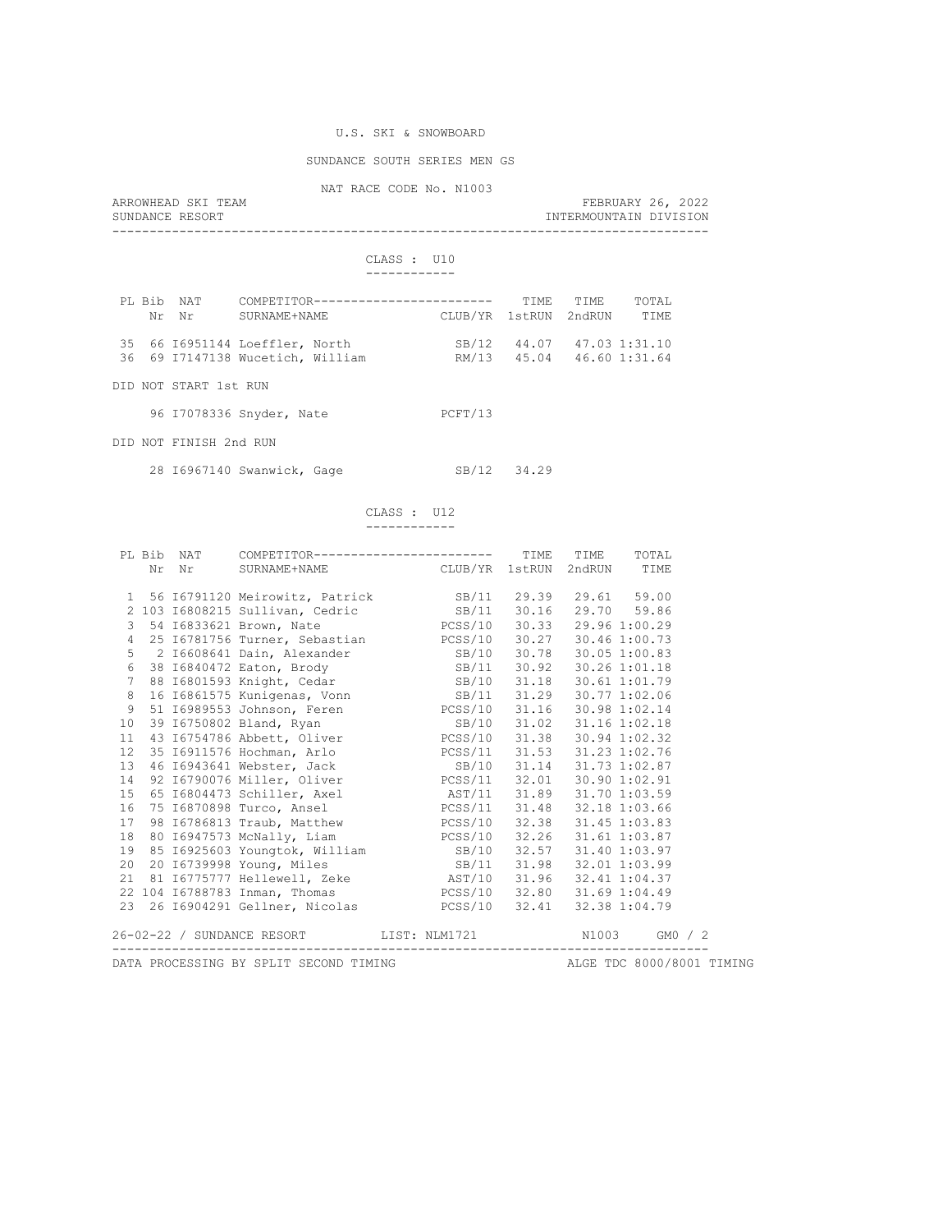U.S. SKI & SNOWBOARD

SUNDANCE SOUTH SERIES MEN GS

NAT RACE CODE No. N1003

ARROWHEAD SKI TEAM — FEBRUARY 26, 2022
SUNDANCE RESORT — INTERMOUNTAIN DIVISION

## CLASS : U10

| PL | Bib Nr | NAT Nr | COMPETITOR SURNAME+NAME | CLUB/YR | TIME 1stRUN | TIME 2ndRUN | TOTAL TIME |
|---|---|---|---|---|---|---|---|
| 35 | 66 | I6951144 | Loeffler, North | SB/12 | 44.07 | 47.03 | 1:31.10 |
| 36 | 69 | I7147138 | Wucetich, William | RM/13 | 45.04 | 46.60 | 1:31.64 |

DID NOT START 1st RUN

| Bib Nr | NAT Nr | COMPETITOR SURNAME+NAME | CLUB/YR |
|---|---|---|---|
| 96 | I7078336 | Snyder, Nate | PCFT/13 |

DID NOT FINISH 2nd RUN

| Bib Nr | NAT Nr | COMPETITOR SURNAME+NAME | CLUB/YR | TIME 1stRUN |
|---|---|---|---|---|
| 28 | I6967140 | Swanwick, Gage | SB/12 | 34.29 |

## CLASS : U12

| PL | Bib Nr | NAT Nr | COMPETITOR SURNAME+NAME | CLUB/YR | TIME 1stRUN | TIME 2ndRUN | TOTAL TIME |
|---|---|---|---|---|---|---|---|
| 1 | 56 | I6791120 | Meirowitz, Patrick | SB/11 | 29.39 | 29.61 | 59.00 |
| 2 | 103 | I6808215 | Sullivan, Cedric | SB/11 | 30.16 | 29.70 | 59.86 |
| 3 | 54 | I6833621 | Brown, Nate | PCSS/10 | 30.33 | 29.96 | 1:00.29 |
| 4 | 25 | I6781756 | Turner, Sebastian | PCSS/10 | 30.27 | 30.46 | 1:00.73 |
| 5 | 2 | I6608641 | Dain, Alexander | SB/10 | 30.78 | 30.05 | 1:00.83 |
| 6 | 38 | I6840472 | Eaton, Brody | SB/11 | 30.92 | 30.26 | 1:01.18 |
| 7 | 88 | I6801593 | Knight, Cedar | SB/10 | 31.18 | 30.61 | 1:01.79 |
| 8 | 16 | I6861575 | Kunigenas, Vonn | SB/11 | 31.29 | 30.77 | 1:02.06 |
| 9 | 51 | I6989553 | Johnson, Feren | PCSS/10 | 31.16 | 30.98 | 1:02.14 |
| 10 | 39 | I6750802 | Bland, Ryan | SB/10 | 31.02 | 31.16 | 1:02.18 |
| 11 | 43 | I6754786 | Abbett, Oliver | PCSS/10 | 31.38 | 30.94 | 1:02.32 |
| 12 | 35 | I6911576 | Hochman, Arlo | PCSS/11 | 31.53 | 31.23 | 1:02.76 |
| 13 | 46 | I6943641 | Webster, Jack | SB/10 | 31.14 | 31.73 | 1:02.87 |
| 14 | 92 | I6790076 | Miller, Oliver | PCSS/11 | 32.01 | 30.90 | 1:02.91 |
| 15 | 65 | I6804473 | Schiller, Axel | AST/11 | 31.89 | 31.70 | 1:03.59 |
| 16 | 75 | I6870898 | Turco, Ansel | PCSS/11 | 31.48 | 32.18 | 1:03.66 |
| 17 | 98 | I6786813 | Traub, Matthew | PCSS/10 | 32.38 | 31.45 | 1:03.83 |
| 18 | 80 | I6947573 | McNally, Liam | PCSS/10 | 32.26 | 31.61 | 1:03.87 |
| 19 | 85 | I6925603 | Youngtok, William | SB/10 | 32.57 | 31.40 | 1:03.97 |
| 20 | 20 | I6739998 | Young, Miles | SB/11 | 31.98 | 32.01 | 1:03.99 |
| 21 | 81 | I6775777 | Hellewell, Zeke | AST/10 | 31.96 | 32.41 | 1:04.37 |
| 22 | 104 | I6788783 | Inman, Thomas | PCSS/10 | 32.80 | 31.69 | 1:04.49 |
| 23 | 26 | I6904291 | Gellner, Nicolas | PCSS/10 | 32.41 | 32.38 | 1:04.79 |

26-02-22 / SUNDANCE RESORT — LIST: NLM1721 — N1003 — GM0 / 2

DATA PROCESSING BY SPLIT SECOND TIMING — ALGE TDC 8000/8001 TIMING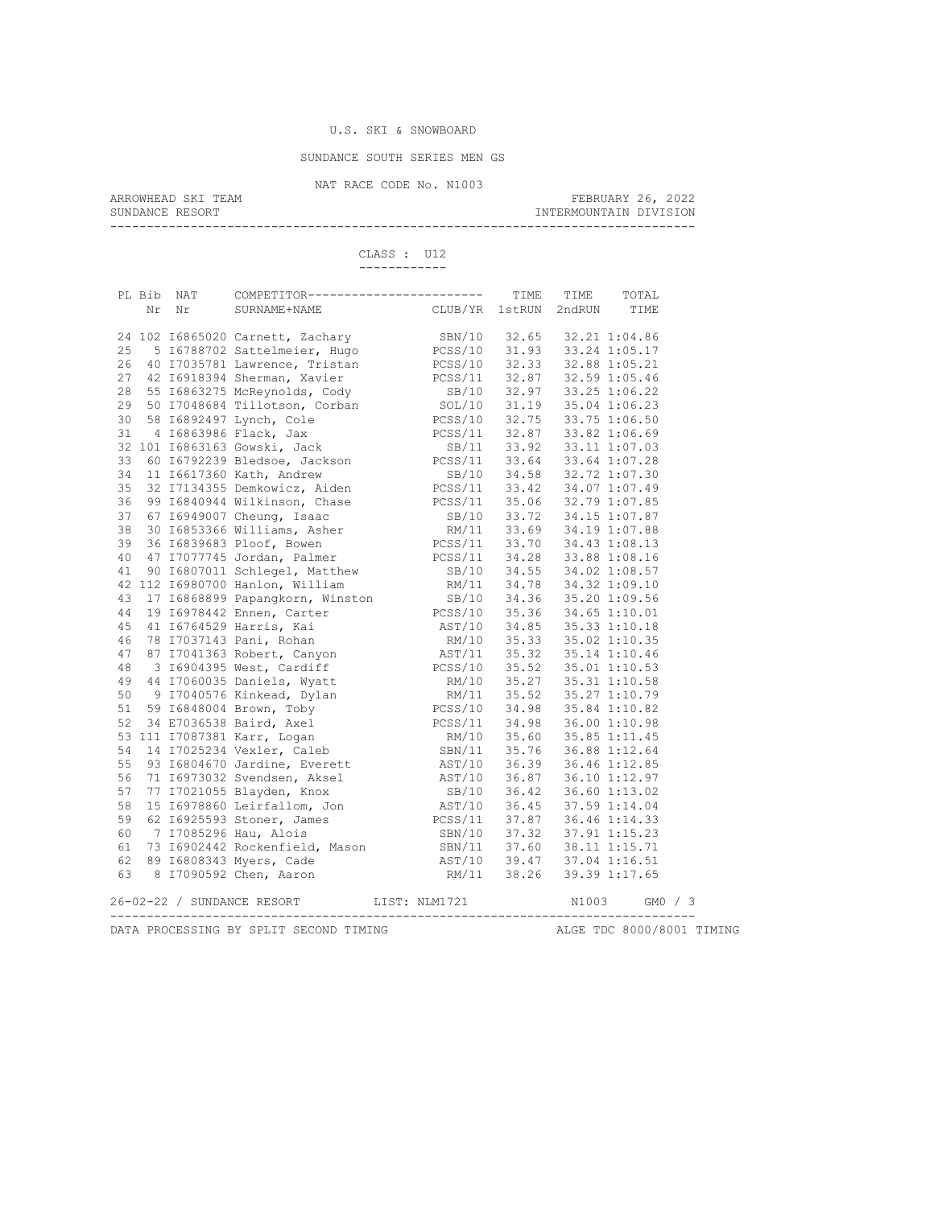U.S. SKI & SNOWBOARD

SUNDANCE SOUTH SERIES MEN GS

NAT RACE CODE No. N1003

ARROWHEAD SKI TEAM — FEBRUARY 26, 2022

SUNDANCE RESORT — INTERMOUNTAIN DIVISION

CLASS : U12

| PL | Bib Nr | NAT Nr | COMPETITOR SURNAME+NAME | CLUB/YR | TIME 1stRUN | TIME 2ndRUN | TOTAL TIME |
|---|---|---|---|---|---|---|---|
| 24 | 102 | I6865020 | Carnett, Zachary | SBN/10 | 32.65 | 32.21 | 1:04.86 |
| 25 | 5 | I6788702 | Sattelmeier, Hugo | PCSS/10 | 31.93 | 33.24 | 1:05.17 |
| 26 | 40 | I7035781 | Lawrence, Tristan | PCSS/10 | 32.33 | 32.88 | 1:05.21 |
| 27 | 42 | I6918394 | Sherman, Xavier | PCSS/11 | 32.87 | 32.59 | 1:05.46 |
| 28 | 55 | I6863275 | McReynolds, Cody | SB/10 | 32.97 | 33.25 | 1:06.22 |
| 29 | 50 | I7048684 | Tillotson, Corban | SOL/10 | 31.19 | 35.04 | 1:06.23 |
| 30 | 58 | I6892497 | Lynch, Cole | PCSS/10 | 32.75 | 33.75 | 1:06.50 |
| 31 | 4 | I6863986 | Flack, Jax | PCSS/11 | 32.87 | 33.82 | 1:06.69 |
| 32 | 101 | I6863163 | Gowski, Jack | SB/11 | 33.92 | 33.11 | 1:07.03 |
| 33 | 60 | I6792239 | Bledsoe, Jackson | PCSS/11 | 33.64 | 33.64 | 1:07.28 |
| 34 | 11 | I6617360 | Kath, Andrew | SB/10 | 34.58 | 32.72 | 1:07.30 |
| 35 | 32 | I7134355 | Demkowicz, Aiden | PCSS/11 | 33.42 | 34.07 | 1:07.49 |
| 36 | 99 | I6840944 | Wilkinson, Chase | PCSS/11 | 35.06 | 32.79 | 1:07.85 |
| 37 | 67 | I6949007 | Cheung, Isaac | SB/10 | 33.72 | 34.15 | 1:07.87 |
| 38 | 30 | I6853366 | Williams, Asher | RM/11 | 33.69 | 34.19 | 1:07.88 |
| 39 | 36 | I6839683 | Ploof, Bowen | PCSS/11 | 33.70 | 34.43 | 1:08.13 |
| 40 | 47 | I7077745 | Jordan, Palmer | PCSS/11 | 34.28 | 33.88 | 1:08.16 |
| 41 | 90 | I6807011 | Schlegel, Matthew | SB/10 | 34.55 | 34.02 | 1:08.57 |
| 42 | 112 | I6980700 | Hanlon, William | RM/11 | 34.78 | 34.32 | 1:09.10 |
| 43 | 17 | I6868899 | Papangkorn, Winston | SB/10 | 34.36 | 35.20 | 1:09.56 |
| 44 | 19 | I6978442 | Ennen, Carter | PCSS/10 | 35.36 | 34.65 | 1:10.01 |
| 45 | 41 | I6764529 | Harris, Kai | AST/10 | 34.85 | 35.33 | 1:10.18 |
| 46 | 78 | I7037143 | Pani, Rohan | RM/10 | 35.33 | 35.02 | 1:10.35 |
| 47 | 87 | I7041363 | Robert, Canyon | AST/11 | 35.32 | 35.14 | 1:10.46 |
| 48 | 3 | I6904395 | West, Cardiff | PCSS/10 | 35.52 | 35.01 | 1:10.53 |
| 49 | 44 | I7060035 | Daniels, Wyatt | RM/10 | 35.27 | 35.31 | 1:10.58 |
| 50 | 9 | I7040576 | Kinkead, Dylan | RM/11 | 35.52 | 35.27 | 1:10.79 |
| 51 | 59 | I6848004 | Brown, Toby | PCSS/10 | 34.98 | 35.84 | 1:10.82 |
| 52 | 34 | E7036538 | Baird, Axel | PCSS/11 | 34.98 | 36.00 | 1:10.98 |
| 53 | 111 | I7087381 | Karr, Logan | RM/10 | 35.60 | 35.85 | 1:11.45 |
| 54 | 14 | I7025234 | Vexler, Caleb | SBN/11 | 35.76 | 36.88 | 1:12.64 |
| 55 | 93 | I6804670 | Jardine, Everett | AST/10 | 36.39 | 36.46 | 1:12.85 |
| 56 | 71 | I6973032 | Svendsen, Aksel | AST/10 | 36.87 | 36.10 | 1:12.97 |
| 57 | 77 | I7021055 | Blayden, Knox | SB/10 | 36.42 | 36.60 | 1:13.02 |
| 58 | 15 | I6978860 | Leirfallom, Jon | AST/10 | 36.45 | 37.59 | 1:14.04 |
| 59 | 62 | I6925593 | Stoner, James | PCSS/11 | 37.87 | 36.46 | 1:14.33 |
| 60 | 7 | I7085296 | Hau, Alois | SBN/10 | 37.32 | 37.91 | 1:15.23 |
| 61 | 73 | I6902442 | Rockenfield, Mason | SBN/11 | 37.60 | 38.11 | 1:15.71 |
| 62 | 89 | I6808343 | Myers, Cade | AST/10 | 39.47 | 37.04 | 1:16.51 |
| 63 | 8 | I7090592 | Chen, Aaron | RM/11 | 38.26 | 39.39 | 1:17.65 |

26-02-22 / SUNDANCE RESORT — LIST: NLM1721 — N1003 — GM0 / 3

DATA PROCESSING BY SPLIT SECOND TIMING — ALGE TDC 8000/8001 TIMING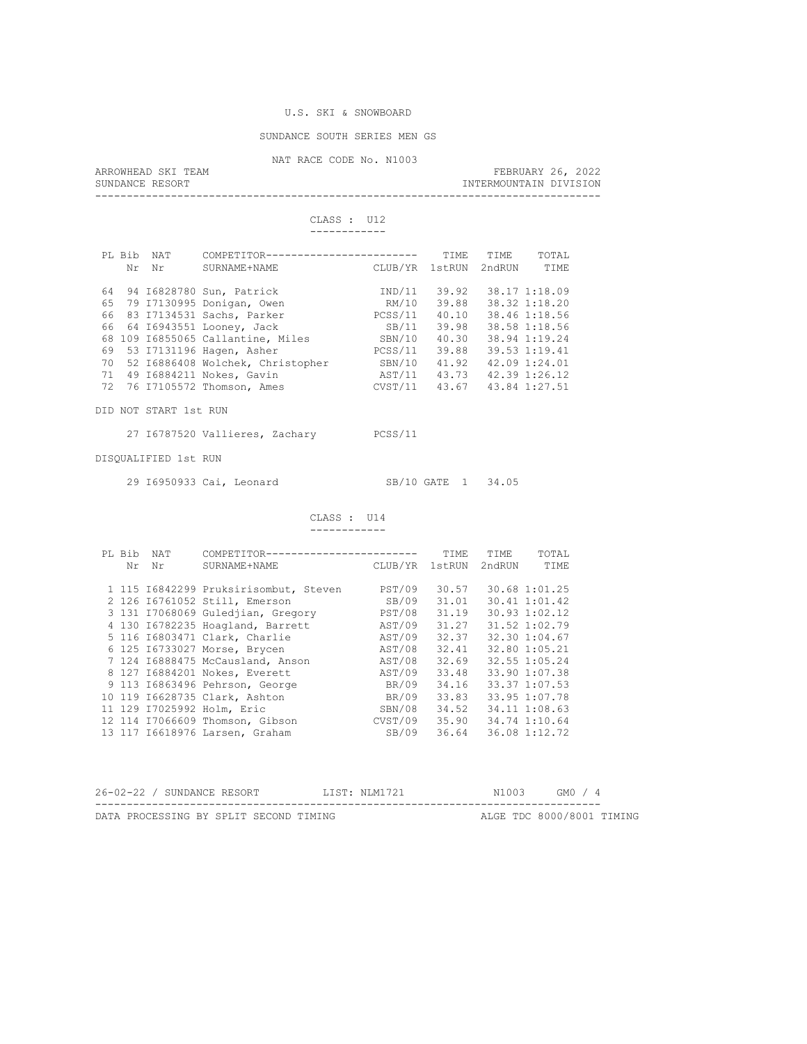U.S. SKI & SNOWBOARD

SUNDANCE SOUTH SERIES MEN GS

NAT RACE CODE No. N1003

ARROWHEAD SKI TEAM — FEBRUARY 26, 2022

SUNDANCE RESORT — INTERMOUNTAIN DIVISION

## CLASS : U12

| PL | Bib Nr | NAT Nr | COMPETITOR SURNAME+NAME | CLUB/YR | TIME 1stRUN | TIME 2ndRUN | TOTAL TIME |
|---|---|---|---|---|---|---|---|
| 64 | 94 | I6828780 | Sun, Patrick | IND/11 | 39.92 | 38.17 | 1:18.09 |
| 65 | 79 | I7130995 | Donigan, Owen | RM/10 | 39.88 | 38.32 | 1:18.20 |
| 66 | 83 | I7134531 | Sachs, Parker | PCSS/11 | 40.10 | 38.46 | 1:18.56 |
| 66 | 64 | I6943551 | Looney, Jack | SB/11 | 39.98 | 38.58 | 1:18.56 |
| 68 | 109 | I6855065 | Callantine, Miles | SBN/10 | 40.30 | 38.94 | 1:19.24 |
| 69 | 53 | I7131196 | Hagen, Asher | PCSS/11 | 39.88 | 39.53 | 1:19.41 |
| 70 | 52 | I6886408 | Wolchek, Christopher | SBN/10 | 41.92 | 42.09 | 1:24.01 |
| 71 | 49 | I6884211 | Nokes, Gavin | AST/11 | 43.73 | 42.39 | 1:26.12 |
| 72 | 76 | I7105572 | Thomson, Ames | CVST/11 | 43.67 | 43.84 | 1:27.51 |

DID NOT START 1st RUN

| Bib Nr | NAT Nr | COMPETITOR | CLUB/YR |
|---|---|---|---|
| 27 | I6787520 | Vallieres, Zachary | PCSS/11 |

DISQUALIFIED 1st RUN

| Bib Nr | NAT Nr | COMPETITOR | CLUB/YR | | | |
|---|---|---|---|---|---|---|
| 29 | I6950933 | Cai, Leonard | SB/10 | GATE | 1 | 34.05 |

## CLASS : U14

| PL | Bib Nr | NAT Nr | COMPETITOR SURNAME+NAME | CLUB/YR | TIME 1stRUN | TIME 2ndRUN | TOTAL TIME |
|---|---|---|---|---|---|---|---|
| 1 | 115 | I6842299 | Pruksirisombut, Steven | PST/09 | 30.57 | 30.68 | 1:01.25 |
| 2 | 126 | I6761052 | Still, Emerson | SB/09 | 31.01 | 30.41 | 1:01.42 |
| 3 | 131 | I7068069 | Guledjian, Gregory | PST/08 | 31.19 | 30.93 | 1:02.12 |
| 4 | 130 | I6782235 | Hoagland, Barrett | AST/09 | 31.27 | 31.52 | 1:02.79 |
| 5 | 116 | I6803471 | Clark, Charlie | AST/09 | 32.37 | 32.30 | 1:04.67 |
| 6 | 125 | I6733027 | Morse, Brycen | AST/08 | 32.41 | 32.80 | 1:05.21 |
| 7 | 124 | I6888475 | McCausland, Anson | AST/08 | 32.69 | 32.55 | 1:05.24 |
| 8 | 127 | I6884201 | Nokes, Everett | AST/09 | 33.48 | 33.90 | 1:07.38 |
| 9 | 113 | I6863496 | Pehrson, George | BR/09 | 34.16 | 33.37 | 1:07.53 |
| 10 | 119 | I6628735 | Clark, Ashton | BR/09 | 33.83 | 33.95 | 1:07.78 |
| 11 | 129 | I7025992 | Holm, Eric | SBN/08 | 34.52 | 34.11 | 1:08.63 |
| 12 | 114 | I7066609 | Thomson, Gibson | CVST/09 | 35.90 | 34.74 | 1:10.64 |
| 13 | 117 | I6618976 | Larsen, Graham | SB/09 | 36.64 | 36.08 | 1:12.72 |

26-02-22 / SUNDANCE RESORT — LIST: NLM1721 — N1003 — GM0 / 4

DATA PROCESSING BY SPLIT SECOND TIMING — ALGE TDC 8000/8001 TIMING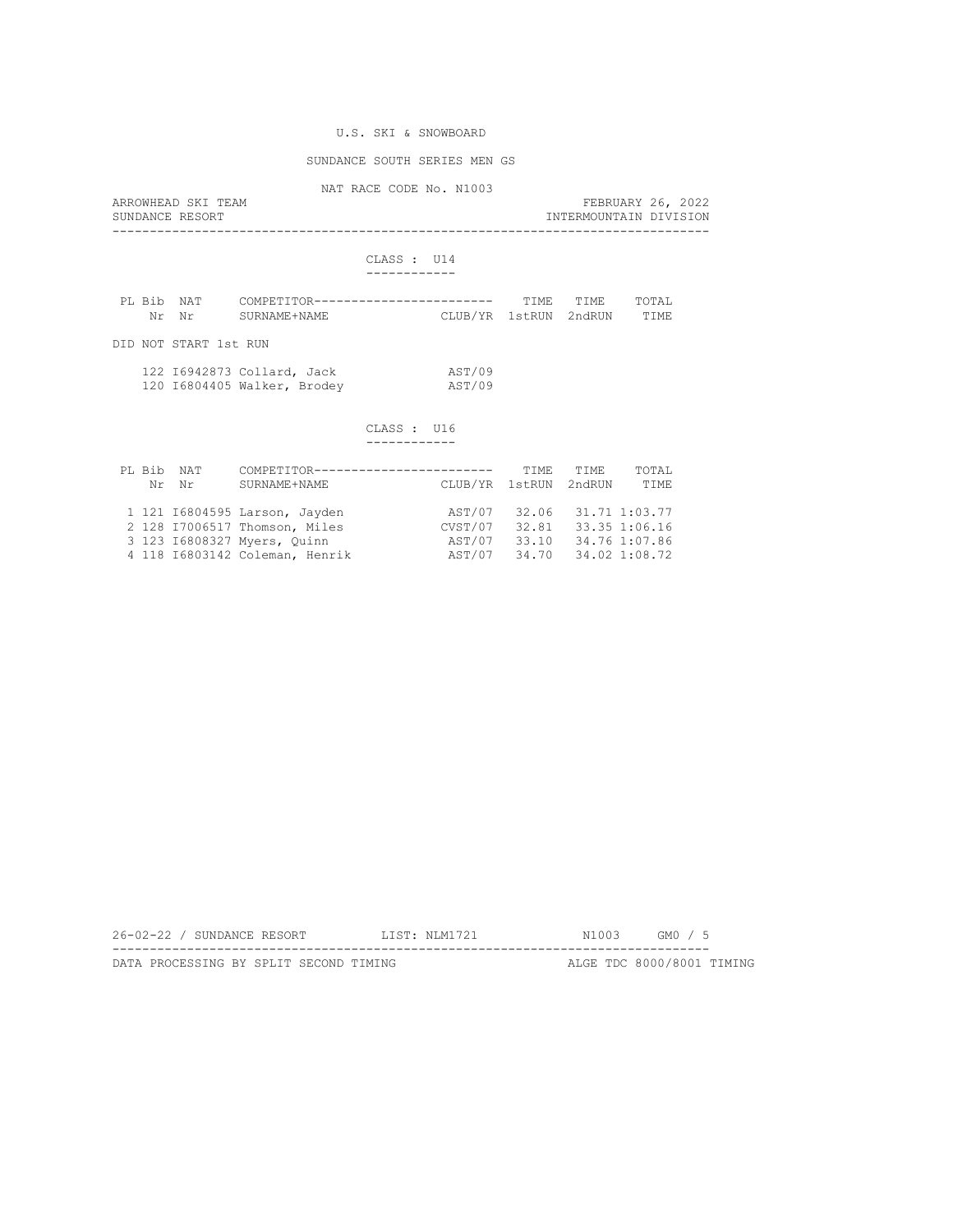U.S. SKI & SNOWBOARD

SUNDANCE SOUTH SERIES MEN GS

NAT RACE CODE No. N1003

ARROWHEAD SKI TEAM — FEBRUARY 26, 2022

SUNDANCE RESORT — INTERMOUNTAIN DIVISION

## CLASS : U14

| PL | Bib Nr | NAT Nr | COMPETITOR SURNAME+NAME | CLUB/YR | TIME 1stRUN | TIME 2ndRUN | TOTAL TIME |
|---|---|---|---|---|---|---|---|

DID NOT START 1st RUN

| Bib Nr | NAT Nr | COMPETITOR SURNAME+NAME | CLUB/YR |
|---|---|---|---|
| 122 | I6942873 | Collard, Jack | AST/09 |
| 120 | I6804405 | Walker, Brodey | AST/09 |

## CLASS : U16

| PL | Bib Nr | NAT Nr | COMPETITOR SURNAME+NAME | CLUB/YR | TIME 1stRUN | TIME 2ndRUN | TOTAL TIME |
|---|---|---|---|---|---|---|---|
| 1 | 121 | I6804595 | Larson, Jayden | AST/07 | 32.06 | 31.71 | 1:03.77 |
| 2 | 128 | I7006517 | Thomson, Miles | CVST/07 | 32.81 | 33.35 | 1:06.16 |
| 3 | 123 | I6808327 | Myers, Quinn | AST/07 | 33.10 | 34.76 | 1:07.86 |
| 4 | 118 | I6803142 | Coleman, Henrik | AST/07 | 34.70 | 34.02 | 1:08.72 |

26-02-22 / SUNDANCE RESORT LIST: NLM1721 N1003 GM0

DATA PROCESSING BY SPLIT SECOND TIMING — ALGE TDC 8000/8001 TIMING